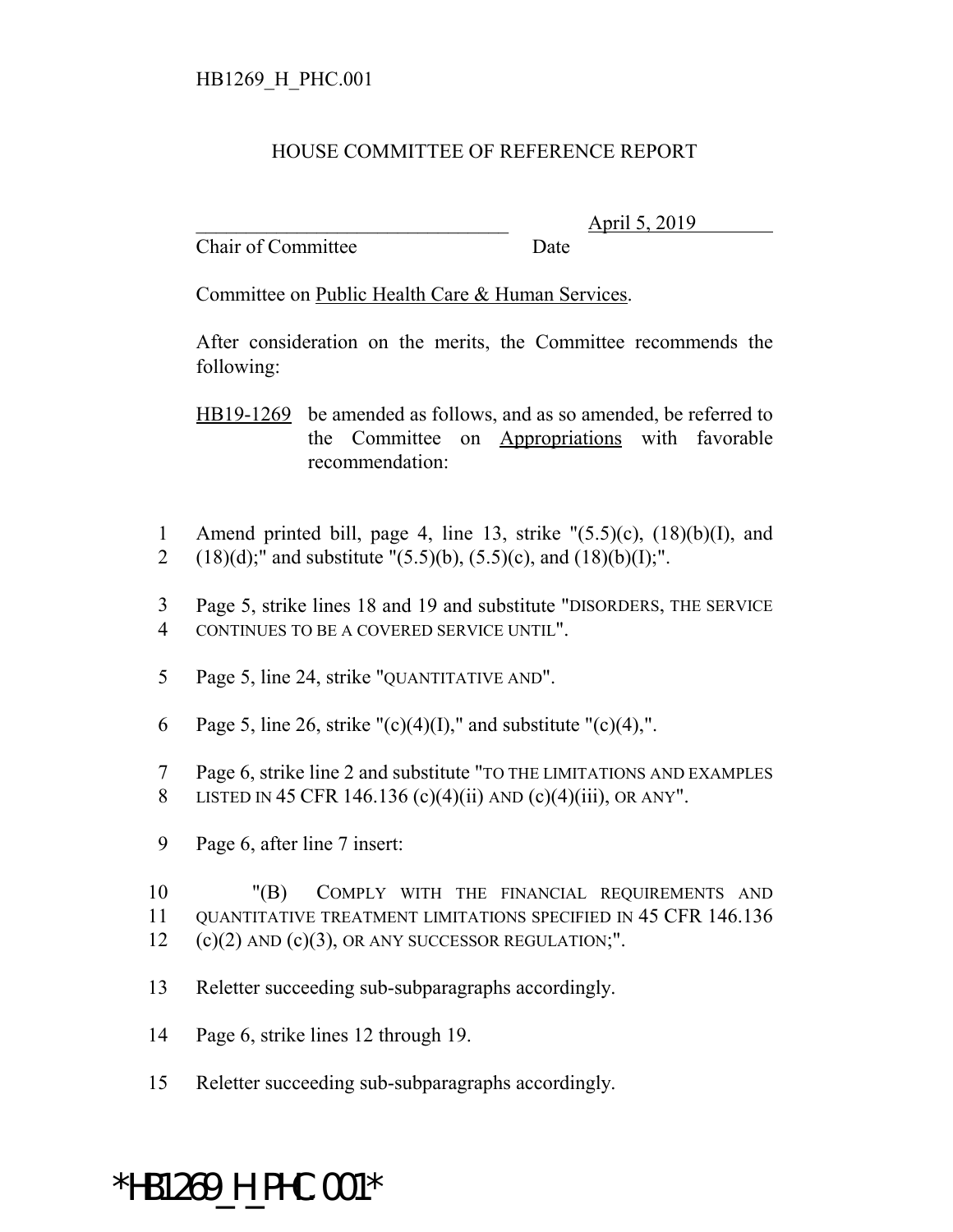HB1269_H_PHC.001

HOUSE COMMITTEE OF REFERENCE REPORT

________________________________ April 5, 2019
Chair of Committee Date

Committee on Public Health Care & Human Services.

After consideration on the merits, the Committee recommends the following:

HB19-1269 be amended as follows, and as so amended, be referred to the Committee on Appropriations with favorable recommendation:

1 Amend printed bill, page 4, line 13, strike "(5.5)(c), (18)(b)(I), and
2 (18)(d);" and substitute "(5.5)(b), (5.5)(c), and (18)(b)(I);".

3 Page 5, strike lines 18 and 19 and substitute "DISORDERS, THE SERVICE
4 CONTINUES TO BE A COVERED SERVICE UNTIL".

5 Page 5, line 24, strike "QUANTITATIVE AND".

6 Page 5, line 26, strike "(c)(4)(I)," and substitute "(c)(4),".

7 Page 6, strike line 2 and substitute "TO THE LIMITATIONS AND EXAMPLES
8 LISTED IN 45 CFR 146.136 (c)(4)(ii) AND (c)(4)(iii), OR ANY".

9 Page 6, after line 7 insert:

10 "(B) COMPLY WITH THE FINANCIAL REQUIREMENTS AND
11 QUANTITATIVE TREATMENT LIMITATIONS SPECIFIED IN 45 CFR 146.136
12 (c)(2) AND (c)(3), OR ANY SUCCESSOR REGULATION;".

13 Reletter succeeding sub-subparagraphs accordingly.

14 Page 6, strike lines 12 through 19.

15 Reletter succeeding sub-subparagraphs accordingly.

*HB1269_H_PHC.001*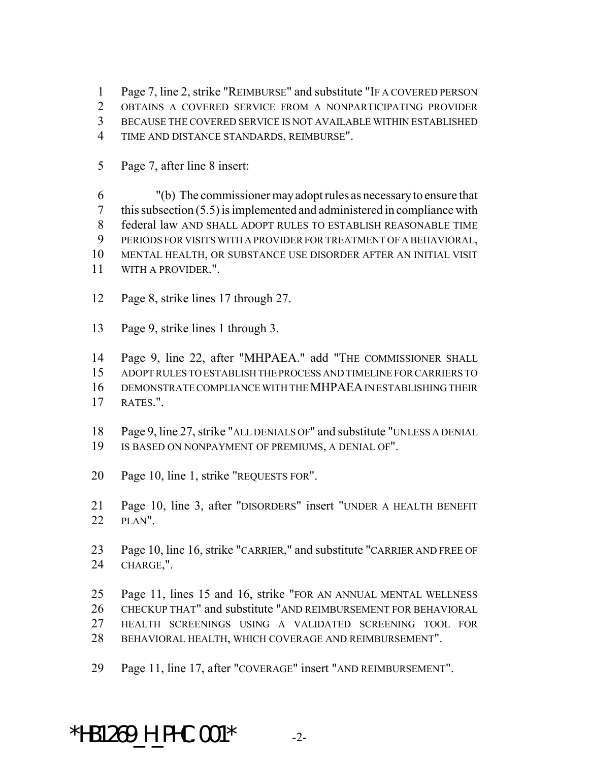Page 7, line 2, strike "REIMBURSE" and substitute "IF A COVERED PERSON OBTAINS A COVERED SERVICE FROM A NONPARTICIPATING PROVIDER BECAUSE THE COVERED SERVICE IS NOT AVAILABLE WITHIN ESTABLISHED TIME AND DISTANCE STANDARDS, REIMBURSE".

Page 7, after line 8 insert:

"(b) The commissioner may adopt rules as necessary to ensure that this subsection (5.5) is implemented and administered in compliance with federal law AND SHALL ADOPT RULES TO ESTABLISH REASONABLE TIME PERIODS FOR VISITS WITH A PROVIDER FOR TREATMENT OF A BEHAVIORAL, MENTAL HEALTH, OR SUBSTANCE USE DISORDER AFTER AN INITIAL VISIT WITH A PROVIDER.".

Page 8, strike lines 17 through 27.

Page 9, strike lines 1 through 3.

Page 9, line 22, after "MHPAEA." add "THE COMMISSIONER SHALL ADOPT RULES TO ESTABLISH THE PROCESS AND TIMELINE FOR CARRIERS TO DEMONSTRATE COMPLIANCE WITH THE MHPAEA IN ESTABLISHING THEIR RATES.".

Page 9, line 27, strike "ALL DENIALS OF" and substitute "UNLESS A DENIAL IS BASED ON NONPAYMENT OF PREMIUMS, A DENIAL OF".

Page 10, line 1, strike "REQUESTS FOR".

Page 10, line 3, after "DISORDERS" insert "UNDER A HEALTH BENEFIT PLAN".

Page 10, line 16, strike "CARRIER," and substitute "CARRIER AND FREE OF CHARGE,".

Page 11, lines 15 and 16, strike "FOR AN ANNUAL MENTAL WELLNESS CHECKUP THAT" and substitute "AND REIMBURSEMENT FOR BEHAVIORAL HEALTH SCREENINGS USING A VALIDATED SCREENING TOOL FOR BEHAVIORAL HEALTH, WHICH COVERAGE AND REIMBURSEMENT".

Page 11, line 17, after "COVERAGE" insert "AND REIMBURSEMENT".

*HB1269_H_PHC.001*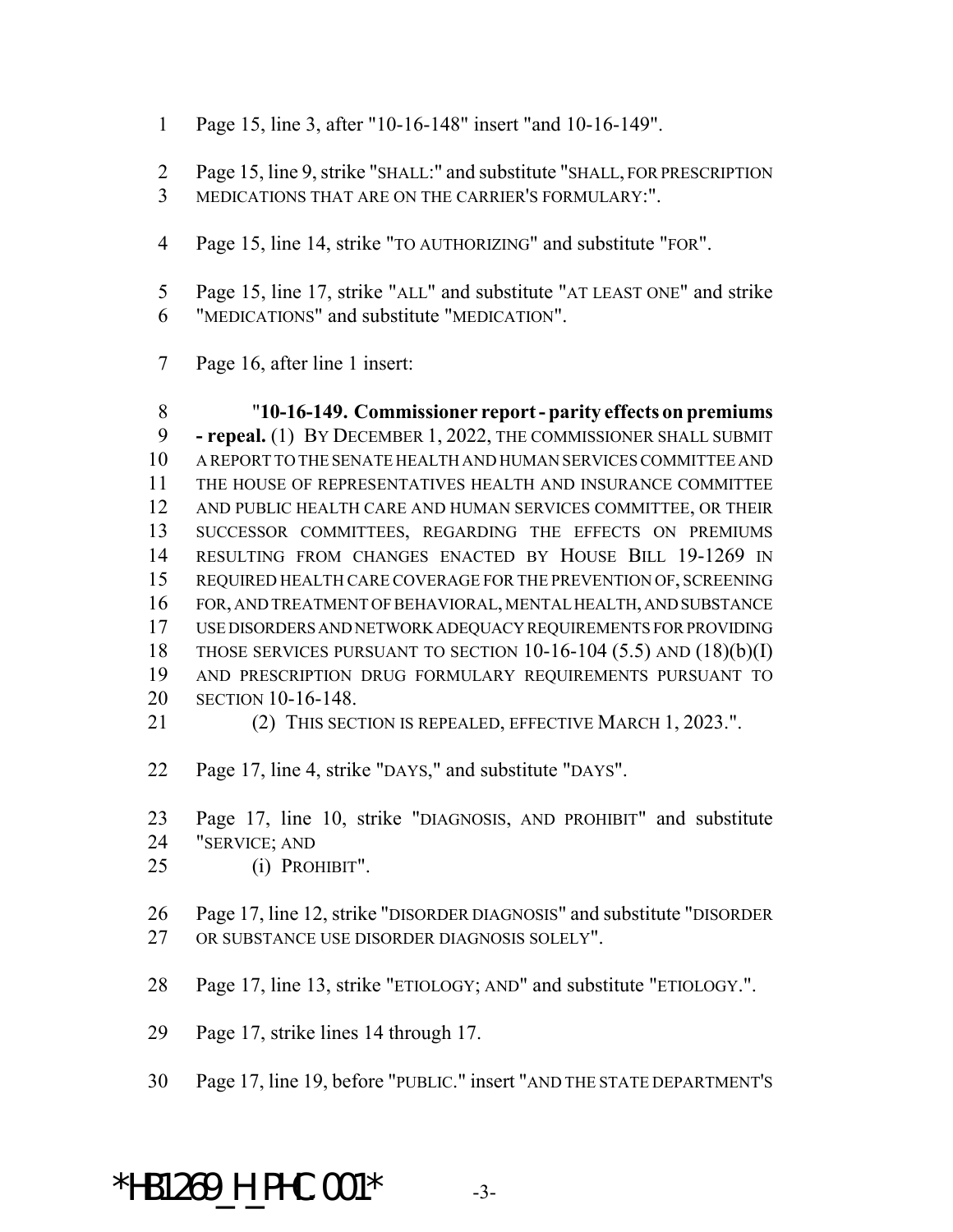1 Page 15, line 3, after "10-16-148" insert "and 10-16-149".

2 Page 15, line 9, strike "SHALL:" and substitute "SHALL, FOR PRESCRIPTION
3 MEDICATIONS THAT ARE ON THE CARRIER'S FORMULARY:".

4 Page 15, line 14, strike "TO AUTHORIZING" and substitute "FOR".

5 Page 15, line 17, strike "ALL" and substitute "AT LEAST ONE" and strike
6 "MEDICATIONS" and substitute "MEDICATION".

7 Page 16, after line 1 insert:

8 "**10-16-149. Commissioner report - parity effects on premiums**
9 **- repeal.** (1) BY DECEMBER 1, 2022, THE COMMISSIONER SHALL SUBMIT
10 A REPORT TO THE SENATE HEALTH AND HUMAN SERVICES COMMITTEE AND
11 THE HOUSE OF REPRESENTATIVES HEALTH AND INSURANCE COMMITTEE
12 AND PUBLIC HEALTH CARE AND HUMAN SERVICES COMMITTEE, OR THEIR
13 SUCCESSOR COMMITTEES, REGARDING THE EFFECTS ON PREMIUMS
14 RESULTING FROM CHANGES ENACTED BY HOUSE BILL 19-1269 IN
15 REQUIRED HEALTH CARE COVERAGE FOR THE PREVENTION OF, SCREENING
16 FOR, AND TREATMENT OF BEHAVIORAL, MENTAL HEALTH, AND SUBSTANCE
17 USE DISORDERS AND NETWORK ADEQUACY REQUIREMENTS FOR PROVIDING
18 THOSE SERVICES PURSUANT TO SECTION 10-16-104 (5.5) AND (18)(b)(I)
19 AND PRESCRIPTION DRUG FORMULARY REQUIREMENTS PURSUANT TO
20 SECTION 10-16-148.
21 (2) THIS SECTION IS REPEALED, EFFECTIVE MARCH 1, 2023.".

22 Page 17, line 4, strike "DAYS," and substitute "DAYS".

23 Page 17, line 10, strike "DIAGNOSIS, AND PROHIBIT" and substitute
24 "SERVICE; AND
25 (i) PROHIBIT".

26 Page 17, line 12, strike "DISORDER DIAGNOSIS" and substitute "DISORDER
27 OR SUBSTANCE USE DISORDER DIAGNOSIS SOLELY".

28 Page 17, line 13, strike "ETIOLOGY; AND" and substitute "ETIOLOGY.".

29 Page 17, strike lines 14 through 17.

30 Page 17, line 19, before "PUBLIC." insert "AND THE STATE DEPARTMENT'S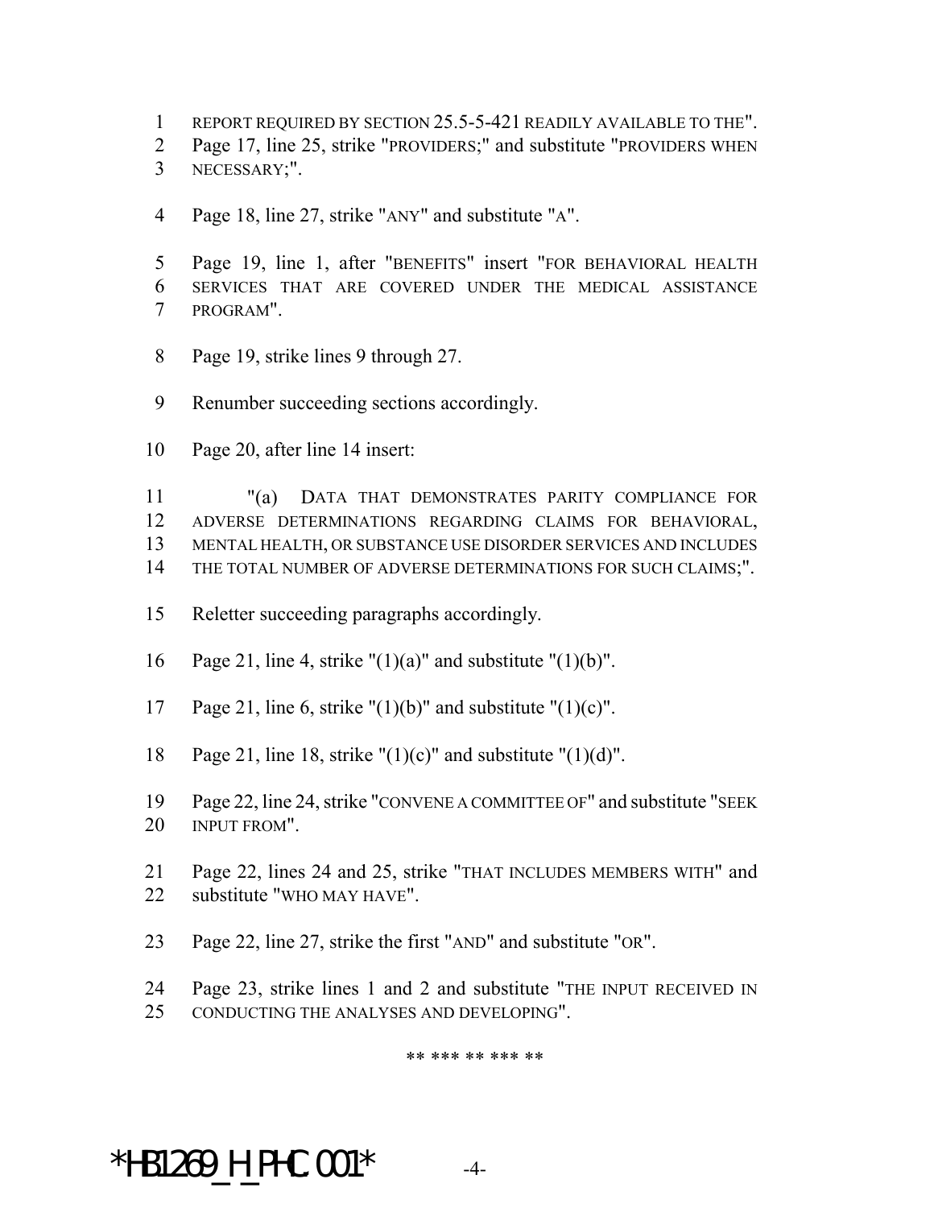REPORT REQUIRED BY SECTION 25.5-5-421 READILY AVAILABLE TO THE".

Page 17, line 25, strike "PROVIDERS;" and substitute "PROVIDERS WHEN NECESSARY;".

Page 18, line 27, strike "ANY" and substitute "A".

Page 19, line 1, after "BENEFITS" insert "FOR BEHAVIORAL HEALTH SERVICES THAT ARE COVERED UNDER THE MEDICAL ASSISTANCE PROGRAM".

Page 19, strike lines 9 through 27.

Renumber succeeding sections accordingly.

Page 20, after line 14 insert:

"(a) DATA THAT DEMONSTRATES PARITY COMPLIANCE FOR ADVERSE DETERMINATIONS REGARDING CLAIMS FOR BEHAVIORAL, MENTAL HEALTH, OR SUBSTANCE USE DISORDER SERVICES AND INCLUDES THE TOTAL NUMBER OF ADVERSE DETERMINATIONS FOR SUCH CLAIMS;".

Reletter succeeding paragraphs accordingly.

Page 21, line 4, strike "(1)(a)" and substitute "(1)(b)".

Page 21, line 6, strike "(1)(b)" and substitute "(1)(c)".

Page 21, line 18, strike "(1)(c)" and substitute "(1)(d)".

Page 22, line 24, strike "CONVENE A COMMITTEE OF" and substitute "SEEK INPUT FROM".

Page 22, lines 24 and 25, strike "THAT INCLUDES MEMBERS WITH" and substitute "WHO MAY HAVE".

Page 22, line 27, strike the first "AND" and substitute "OR".

Page 23, strike lines 1 and 2 and substitute "THE INPUT RECEIVED IN CONDUCTING THE ANALYSES AND DEVELOPING".

** *** ** *** **

*HB1269_H_PHC.001*